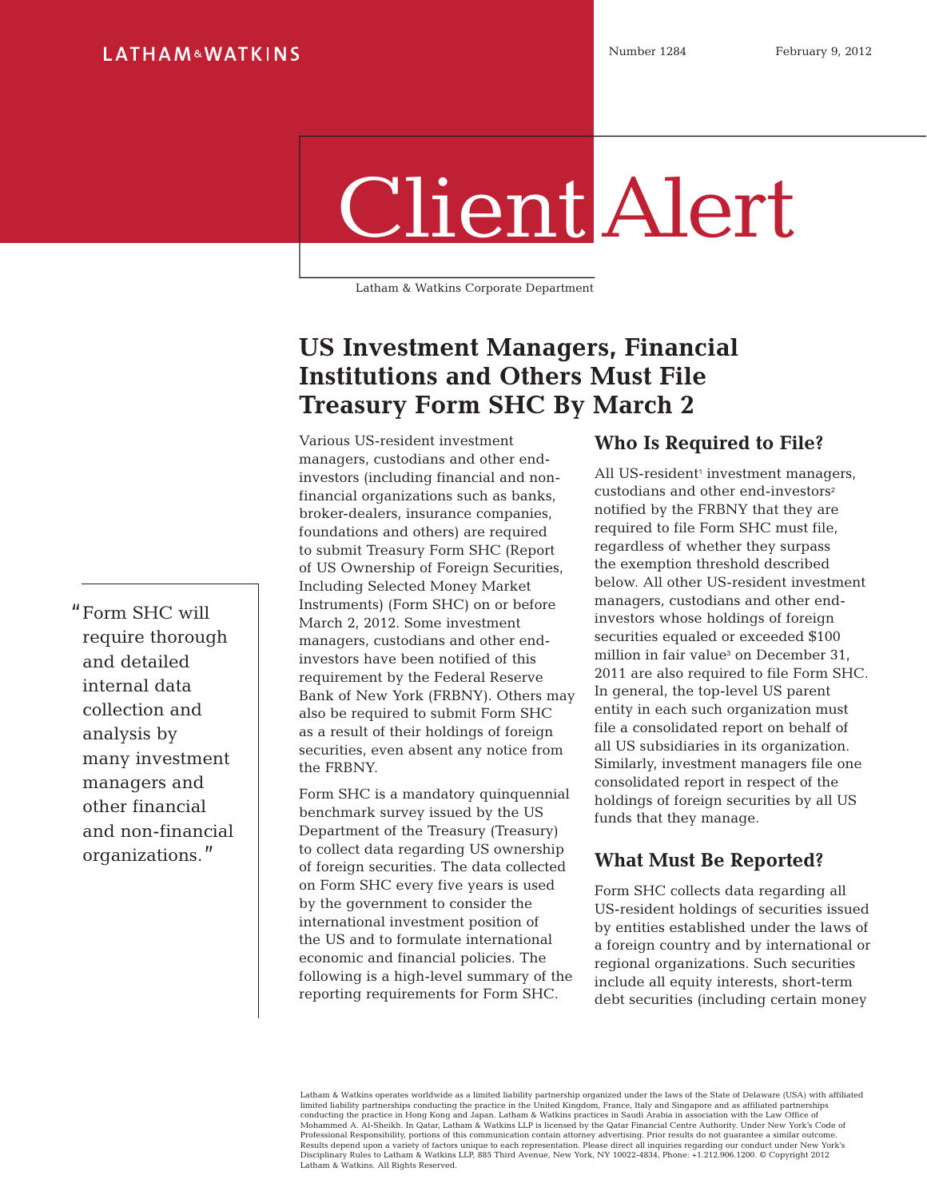Latham & Watkins Corporate Department

Number 1284 February 9, 2012

# Client Alert

## US Investment Managers, Financial Institutions and Others Must File Treasury Form SHC By March 2

Various US-resident investment managers, custodians and other end-investors (including financial and non-financial organizations such as banks, broker-dealers, insurance companies, foundations and others) are required to submit Treasury Form SHC (Report of US Ownership of Foreign Securities, Including Selected Money Market Instruments) (Form SHC) on or before March 2, 2012. Some investment managers, custodians and other end-investors have been notified of this requirement by the Federal Reserve Bank of New York (FRBNY). Others may also be required to submit Form SHC as a result of their holdings of foreign securities, even absent any notice from the FRBNY.

"Form SHC will require thorough and detailed internal data collection and analysis by many investment managers and other financial and non-financial organizations."

Form SHC is a mandatory quinquennial benchmark survey issued by the US Department of the Treasury (Treasury) to collect data regarding US ownership of foreign securities. The data collected on Form SHC every five years is used by the government to consider the international investment position of the US and to formulate international economic and financial policies. The following is a high-level summary of the reporting requirements for Form SHC.

### Who Is Required to File?

All US-resident[1] investment managers, custodians and other end-investors[2] notified by the FRBNY that they are required to file Form SHC must file, regardless of whether they surpass the exemption threshold described below. All other US-resident investment managers, custodians and other end-investors whose holdings of foreign securities equaled or exceeded $100 million in fair value[3] on December 31, 2011 are also required to file Form SHC. In general, the top-level US parent entity in each such organization must file a consolidated report on behalf of all US subsidiaries in its organization. Similarly, investment managers file one consolidated report in respect of the holdings of foreign securities by all US funds that they manage.

### What Must Be Reported?

Form SHC collects data regarding all US-resident holdings of securities issued by entities established under the laws of a foreign country and by international or regional organizations. Such securities include all equity interests, short-term debt securities (including certain money

Latham & Watkins operates worldwide as a limited liability partnership organized under the laws of the State of Delaware (USA) with affiliated limited liability partnerships conducting the practice in the United Kingdom, France, Italy and Singapore and as affiliated partnerships conducting the practice in Hong Kong and Japan. Latham & Watkins practices in Saudi Arabia in association with the Law Office of Mohammed A. Al-Sheikh. In Qatar, Latham & Watkins LLP is licensed by the Qatar Financial Centre Authority. Under New York's Code of Professional Responsibility, portions of this communication contain attorney advertising. Prior results do not guarantee a similar outcome. Results depend upon a variety of factors unique to each representation. Please direct all inquiries regarding our conduct under New York's Disciplinary Rules to Latham & Watkins LLP, 885 Third Avenue, New York, NY 10022-4834, Phone: +1.212.906.1200. © Copyright 2012 Latham & Watkins. All Rights Reserved.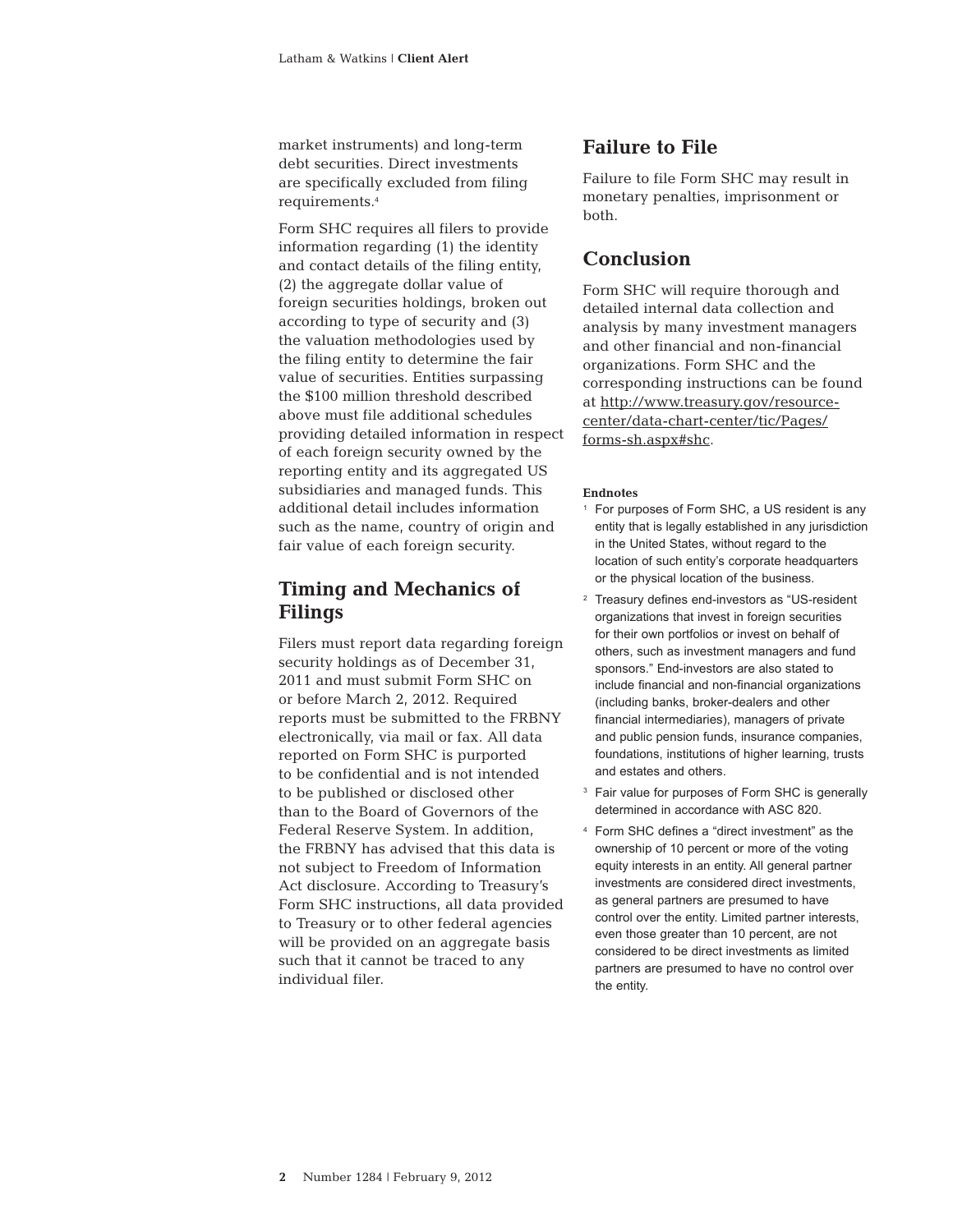market instruments) and long-term debt securities. Direct investments are specifically excluded from filing requirements.[4]

Form SHC requires all filers to provide information regarding (1) the identity and contact details of the filing entity, (2) the aggregate dollar value of foreign securities holdings, broken out according to type of security and (3) the valuation methodologies used by the filing entity to determine the fair value of securities. Entities surpassing the $100 million threshold described above must file additional schedules providing detailed information in respect of each foreign security owned by the reporting entity and its aggregated US subsidiaries and managed funds. This additional detail includes information such as the name, country of origin and fair value of each foreign security.

## Timing and Mechanics of Filings

Filers must report data regarding foreign security holdings as of December 31, 2011 and must submit Form SHC on or before March 2, 2012. Required reports must be submitted to the FRBNY electronically, via mail or fax. All data reported on Form SHC is purported to be confidential and is not intended to be published or disclosed other than to the Board of Governors of the Federal Reserve System. In addition, the FRBNY has advised that this data is not subject to Freedom of Information Act disclosure. According to Treasury's Form SHC instructions, all data provided to Treasury or to other federal agencies will be provided on an aggregate basis such that it cannot be traced to any individual filer.

## Failure to File

Failure to file Form SHC may result in monetary penalties, imprisonment or both.

## Conclusion

Form SHC will require thorough and detailed internal data collection and analysis by many investment managers and other financial and non-financial organizations. Form SHC and the corresponding instructions can be found at http://www.treasury.gov/resource-center/data-chart-center/tic/Pages/forms-sh.aspx#shc.

**Endnotes**

1. For purposes of Form SHC, a US resident is any entity that is legally established in any jurisdiction in the United States, without regard to the location of such entity's corporate headquarters or the physical location of the business.
2. Treasury defines end-investors as "US-resident organizations that invest in foreign securities for their own portfolios or invest on behalf of others, such as investment managers and fund sponsors." End-investors are also stated to include financial and non-financial organizations (including banks, broker-dealers and other financial intermediaries), managers of private and public pension funds, insurance companies, foundations, institutions of higher learning, trusts and estates and others.
3. Fair value for purposes of Form SHC is generally determined in accordance with ASC 820.
4. Form SHC defines a "direct investment" as the ownership of 10 percent or more of the voting equity interests in an entity. All general partner investments are considered direct investments, as general partners are presumed to have control over the entity. Limited partner interests, even those greater than 10 percent, are not considered to be direct investments as limited partners are presumed to have no control over the entity.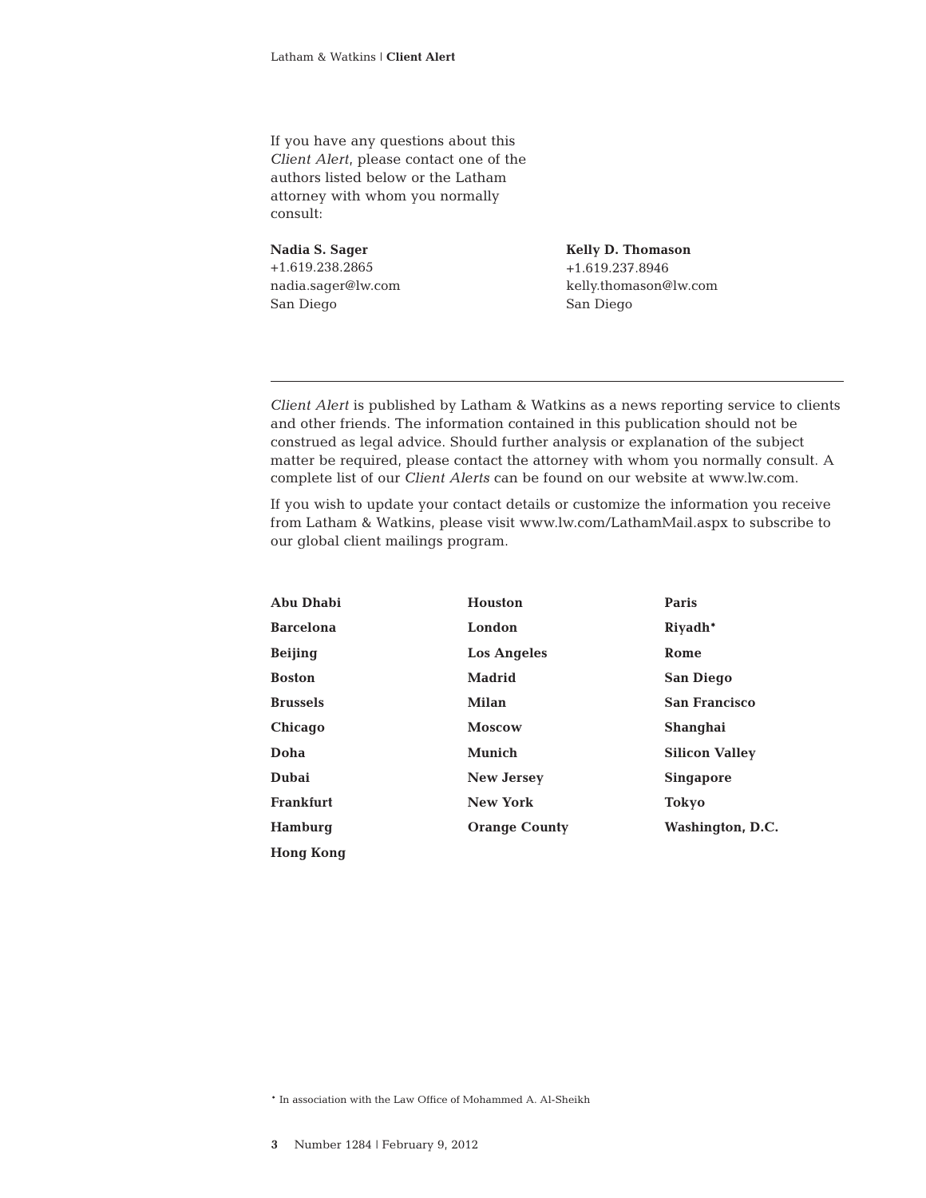If you have any questions about this *Client Alert*, please contact one of the authors listed below or the Latham attorney with whom you normally consult:

**Nadia S. Sager**
+1.619.238.2865
nadia.sager@lw.com
San Diego

**Kelly D. Thomason**
+1.619.237.8946
kelly.thomason@lw.com
San Diego

---

*Client Alert* is published by Latham & Watkins as a news reporting service to clients and other friends. The information contained in this publication should not be construed as legal advice. Should further analysis or explanation of the subject matter be required, please contact the attorney with whom you normally consult. A complete list of our *Client Alerts* can be found on our website at www.lw.com.

If you wish to update your contact details or customize the information you receive from Latham & Watkins, please visit www.lw.com/LathamMail.aspx to subscribe to our global client mailings program.

**Abu Dhabi**
**Barcelona**
**Beijing**
**Boston**
**Brussels**
**Chicago**
**Doha**
**Dubai**
**Frankfurt**
**Hamburg**
**Hong Kong**
**Houston**
**London**
**Los Angeles**
**Madrid**
**Milan**
**Moscow**
**Munich**
**New Jersey**
**New York**
**Orange County**
**Paris**
**Riyadh***
**Rome**
**San Diego**
**San Francisco**
**Shanghai**
**Silicon Valley**
**Singapore**
**Tokyo**
**Washington, D.C.**

* In association with the Law Office of Mohammed A. Al-Sheikh